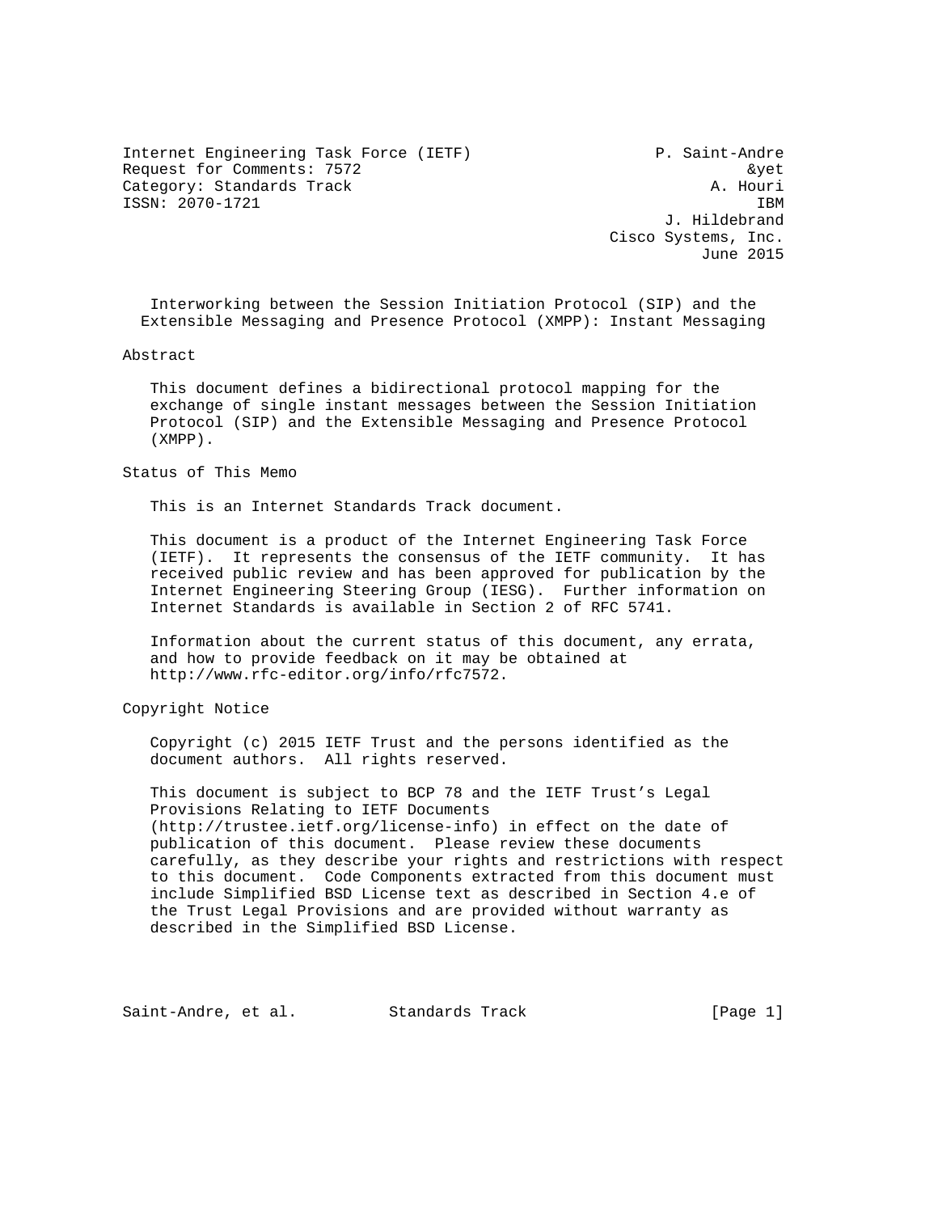Internet Engineering Task Force (IETF) P. Saint-Andre
Request for Comments: 7572 &yet
Category: Standards Track A. Houri
ISSN: 2070-1721 IBM
J. Hildebrand
Cisco Systems, Inc.
June 2015

# Interworking between the Session Initiation Protocol (SIP) and the Extensible Messaging and Presence Protocol (XMPP): Instant Messaging

## Abstract

This document defines a bidirectional protocol mapping for the exchange of single instant messages between the Session Initiation Protocol (SIP) and the Extensible Messaging and Presence Protocol (XMPP).

## Status of This Memo

This is an Internet Standards Track document.

This document is a product of the Internet Engineering Task Force (IETF). It represents the consensus of the IETF community. It has received public review and has been approved for publication by the Internet Engineering Steering Group (IESG). Further information on Internet Standards is available in Section 2 of RFC 5741.

Information about the current status of this document, any errata, and how to provide feedback on it may be obtained at http://www.rfc-editor.org/info/rfc7572.

## Copyright Notice

Copyright (c) 2015 IETF Trust and the persons identified as the document authors. All rights reserved.

This document is subject to BCP 78 and the IETF Trust's Legal Provisions Relating to IETF Documents (http://trustee.ietf.org/license-info) in effect on the date of publication of this document. Please review these documents carefully, as they describe your rights and restrictions with respect to this document. Code Components extracted from this document must include Simplified BSD License text as described in Section 4.e of the Trust Legal Provisions and are provided without warranty as described in the Simplified BSD License.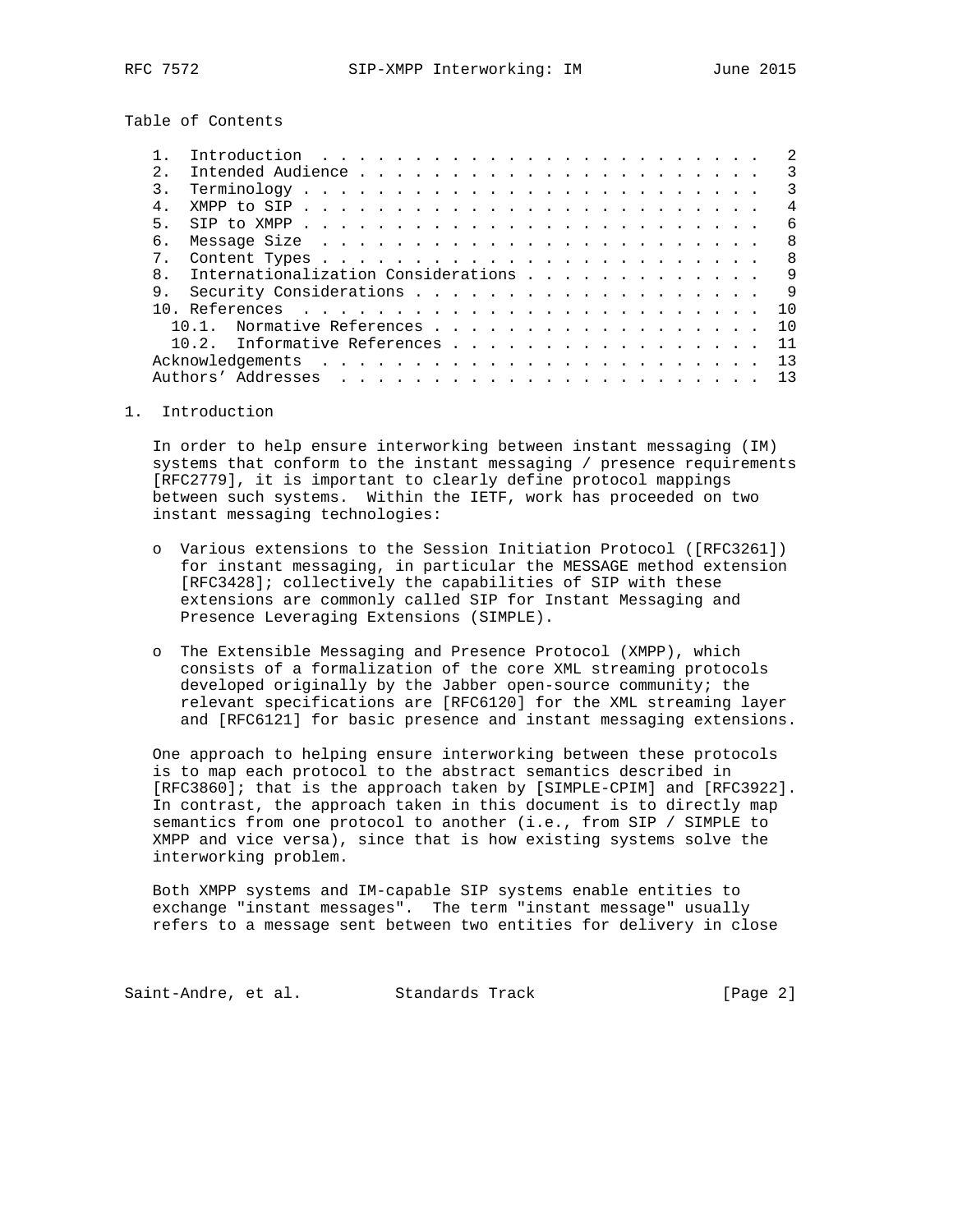Table of Contents

1. Introduction . . . . . . . . . . . . . . . . . . . . . . . . . 2
2. Intended Audience . . . . . . . . . . . . . . . . . . . . . . . 3
3. Terminology . . . . . . . . . . . . . . . . . . . . . . . . . . 3
4. XMPP to SIP . . . . . . . . . . . . . . . . . . . . . . . . . . 4
5. SIP to XMPP . . . . . . . . . . . . . . . . . . . . . . . . . . 6
6. Message Size . . . . . . . . . . . . . . . . . . . . . . . . . 8
7. Content Types . . . . . . . . . . . . . . . . . . . . . . . . . 8
8. Internationalization Considerations . . . . . . . . . . . . . 9
9. Security Considerations . . . . . . . . . . . . . . . . . . . 9
10. References . . . . . . . . . . . . . . . . . . . . . . . . . . 10
   10.1. Normative References . . . . . . . . . . . . . . . . . . 10
   10.2. Informative References . . . . . . . . . . . . . . . . . 11
Acknowledgements . . . . . . . . . . . . . . . . . . . . . . . . . 13
Authors' Addresses . . . . . . . . . . . . . . . . . . . . . . . . 13

# 1. Introduction

In order to help ensure interworking between instant messaging (IM) systems that conform to the instant messaging / presence requirements [RFC2779], it is important to clearly define protocol mappings between such systems. Within the IETF, work has proceeded on two instant messaging technologies:

- Various extensions to the Session Initiation Protocol ([RFC3261]) for instant messaging, in particular the MESSAGE method extension [RFC3428]; collectively the capabilities of SIP with these extensions are commonly called SIP for Instant Messaging and Presence Leveraging Extensions (SIMPLE).

- The Extensible Messaging and Presence Protocol (XMPP), which consists of a formalization of the core XML streaming protocols developed originally by the Jabber open-source community; the relevant specifications are [RFC6120] for the XML streaming layer and [RFC6121] for basic presence and instant messaging extensions.

One approach to helping ensure interworking between these protocols is to map each protocol to the abstract semantics described in [RFC3860]; that is the approach taken by [SIMPLE-CPIM] and [RFC3922]. In contrast, the approach taken in this document is to directly map semantics from one protocol to another (i.e., from SIP / SIMPLE to XMPP and vice versa), since that is how existing systems solve the interworking problem.

Both XMPP systems and IM-capable SIP systems enable entities to exchange "instant messages". The term "instant message" usually refers to a message sent between two entities for delivery in close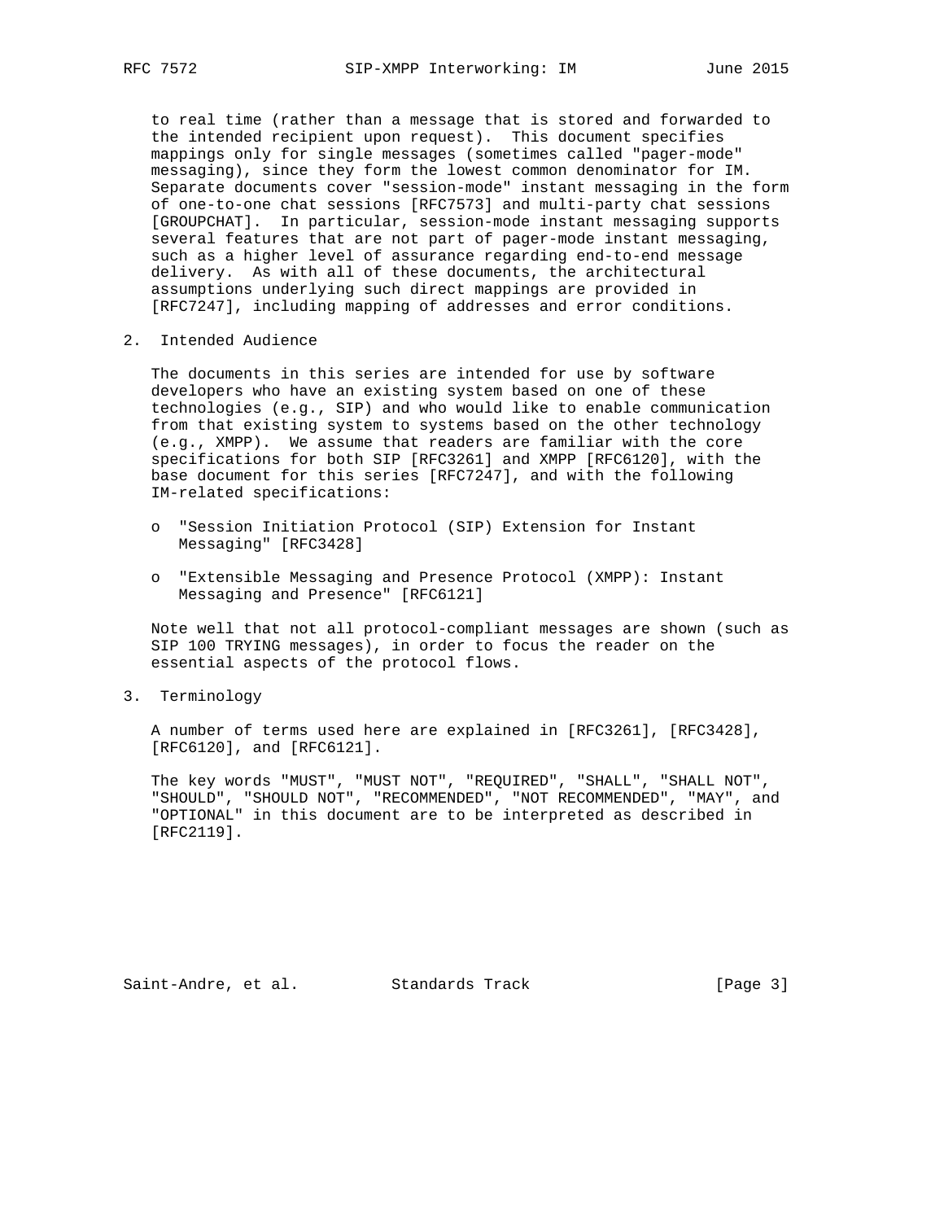to real time (rather than a message that is stored and forwarded to the intended recipient upon request). This document specifies mappings only for single messages (sometimes called "pager-mode" messaging), since they form the lowest common denominator for IM. Separate documents cover "session-mode" instant messaging in the form of one-to-one chat sessions [RFC7573] and multi-party chat sessions [GROUPCHAT]. In particular, session-mode instant messaging supports several features that are not part of pager-mode instant messaging, such as a higher level of assurance regarding end-to-end message delivery. As with all of these documents, the architectural assumptions underlying such direct mappings are provided in [RFC7247], including mapping of addresses and error conditions.

## 2. Intended Audience

The documents in this series are intended for use by software developers who have an existing system based on one of these technologies (e.g., SIP) and who would like to enable communication from that existing system to systems based on the other technology (e.g., XMPP). We assume that readers are familiar with the core specifications for both SIP [RFC3261] and XMPP [RFC6120], with the base document for this series [RFC7247], and with the following IM-related specifications:

- "Session Initiation Protocol (SIP) Extension for Instant Messaging" [RFC3428]
- "Extensible Messaging and Presence Protocol (XMPP): Instant Messaging and Presence" [RFC6121]

Note well that not all protocol-compliant messages are shown (such as SIP 100 TRYING messages), in order to focus the reader on the essential aspects of the protocol flows.

## 3. Terminology

A number of terms used here are explained in [RFC3261], [RFC3428], [RFC6120], and [RFC6121].

The key words "MUST", "MUST NOT", "REQUIRED", "SHALL", "SHALL NOT", "SHOULD", "SHOULD NOT", "RECOMMENDED", "NOT RECOMMENDED", "MAY", and "OPTIONAL" in this document are to be interpreted as described in [RFC2119].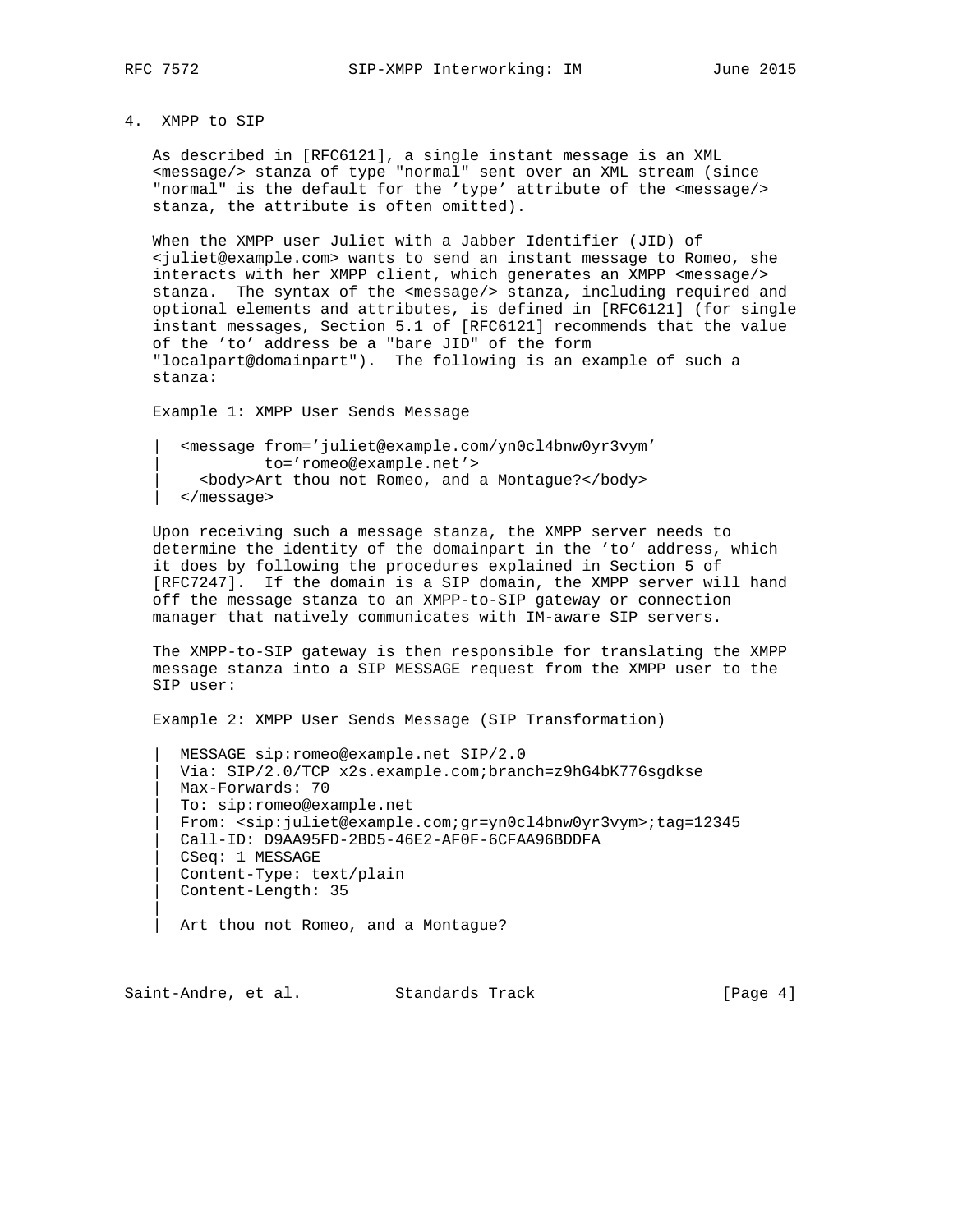## 4. XMPP to SIP

As described in [RFC6121], a single instant message is an XML <message/> stanza of type "normal" sent over an XML stream (since "normal" is the default for the 'type' attribute of the <message/> stanza, the attribute is often omitted).

When the XMPP user Juliet with a Jabber Identifier (JID) of <juliet@example.com> wants to send an instant message to Romeo, she interacts with her XMPP client, which generates an XMPP <message/> stanza. The syntax of the <message/> stanza, including required and optional elements and attributes, is defined in [RFC6121] (for single instant messages, Section 5.1 of [RFC6121] recommends that the value of the 'to' address be a "bare JID" of the form "localpart@domainpart"). The following is an example of such a stanza:

Example 1: XMPP User Sends Message

```
|  <message from='juliet@example.com/yn0cl4bnw0yr3vym'
|           to='romeo@example.net'>
|    <body>Art thou not Romeo, and a Montague?</body>
|  </message>
```

Upon receiving such a message stanza, the XMPP server needs to determine the identity of the domainpart in the 'to' address, which it does by following the procedures explained in Section 5 of [RFC7247]. If the domain is a SIP domain, the XMPP server will hand off the message stanza to an XMPP-to-SIP gateway or connection manager that natively communicates with IM-aware SIP servers.

The XMPP-to-SIP gateway is then responsible for translating the XMPP message stanza into a SIP MESSAGE request from the XMPP user to the SIP user:

Example 2: XMPP User Sends Message (SIP Transformation)

```
|  MESSAGE sip:romeo@example.net SIP/2.0
|  Via: SIP/2.0/TCP x2s.example.com;branch=z9hG4bK776sgdkse
|  Max-Forwards: 70
|  To: sip:romeo@example.net
|  From: <sip:juliet@example.com;gr=yn0cl4bnw0yr3vym>;tag=12345
|  Call-ID: D9AA95FD-2BD5-46E2-AF0F-6CFAA96BDDFA
|  CSeq: 1 MESSAGE
|  Content-Type: text/plain
|  Content-Length: 35
|
|  Art thou not Romeo, and a Montague?
```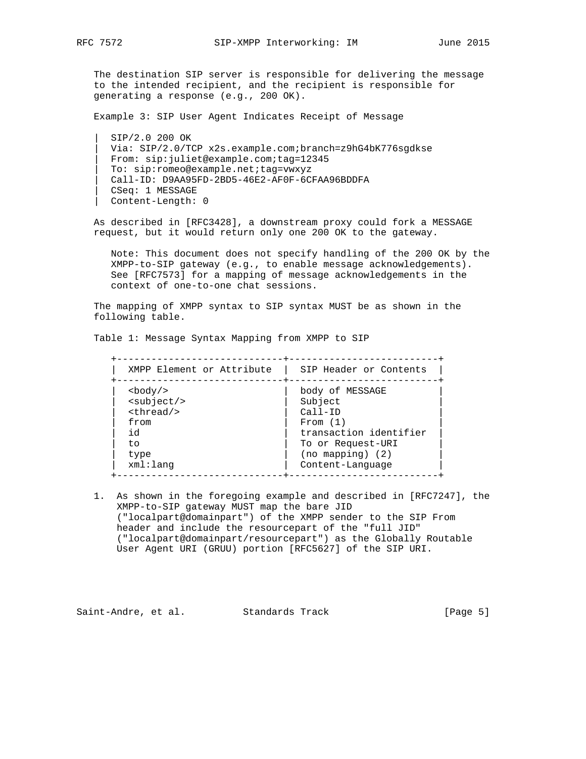The destination SIP server is responsible for delivering the message to the intended recipient, and the recipient is responsible for generating a response (e.g., 200 OK).

Example 3: SIP User Agent Indicates Receipt of Message

```
|  SIP/2.0 200 OK
|  Via: SIP/2.0/TCP x2s.example.com;branch=z9hG4bK776sgdkse
|  From: sip:juliet@example.com;tag=12345
|  To: sip:romeo@example.net;tag=vwxyz
|  Call-ID: D9AA95FD-2BD5-46E2-AF0F-6CFAA96BDDFA
|  CSeq: 1 MESSAGE
|  Content-Length: 0
```

As described in [RFC3428], a downstream proxy could fork a MESSAGE request, but it would return only one 200 OK to the gateway.

> Note: This document does not specify handling of the 200 OK by the XMPP-to-SIP gateway (e.g., to enable message acknowledgements). See [RFC7573] for a mapping of message acknowledgements in the context of one-to-one chat sessions.

The mapping of XMPP syntax to SIP syntax MUST be as shown in the following table.

Table 1: Message Syntax Mapping from XMPP to SIP

| XMPP Element or Attribute | SIP Header or Contents |
|---|---|
| <body/> | body of MESSAGE |
| <subject/> | Subject |
| <thread/> | Call-ID |
| from | From (1) |
| id | transaction identifier |
| to | To or Request-URI |
| type | (no mapping) (2) |
| xml:lang | Content-Language |

1. As shown in the foregoing example and described in [RFC7247], the XMPP-to-SIP gateway MUST map the bare JID ("localpart@domainpart") of the XMPP sender to the SIP From header and include the resourcepart of the "full JID" ("localpart@domainpart/resourcepart") as the Globally Routable User Agent URI (GRUU) portion [RFC5627] of the SIP URI.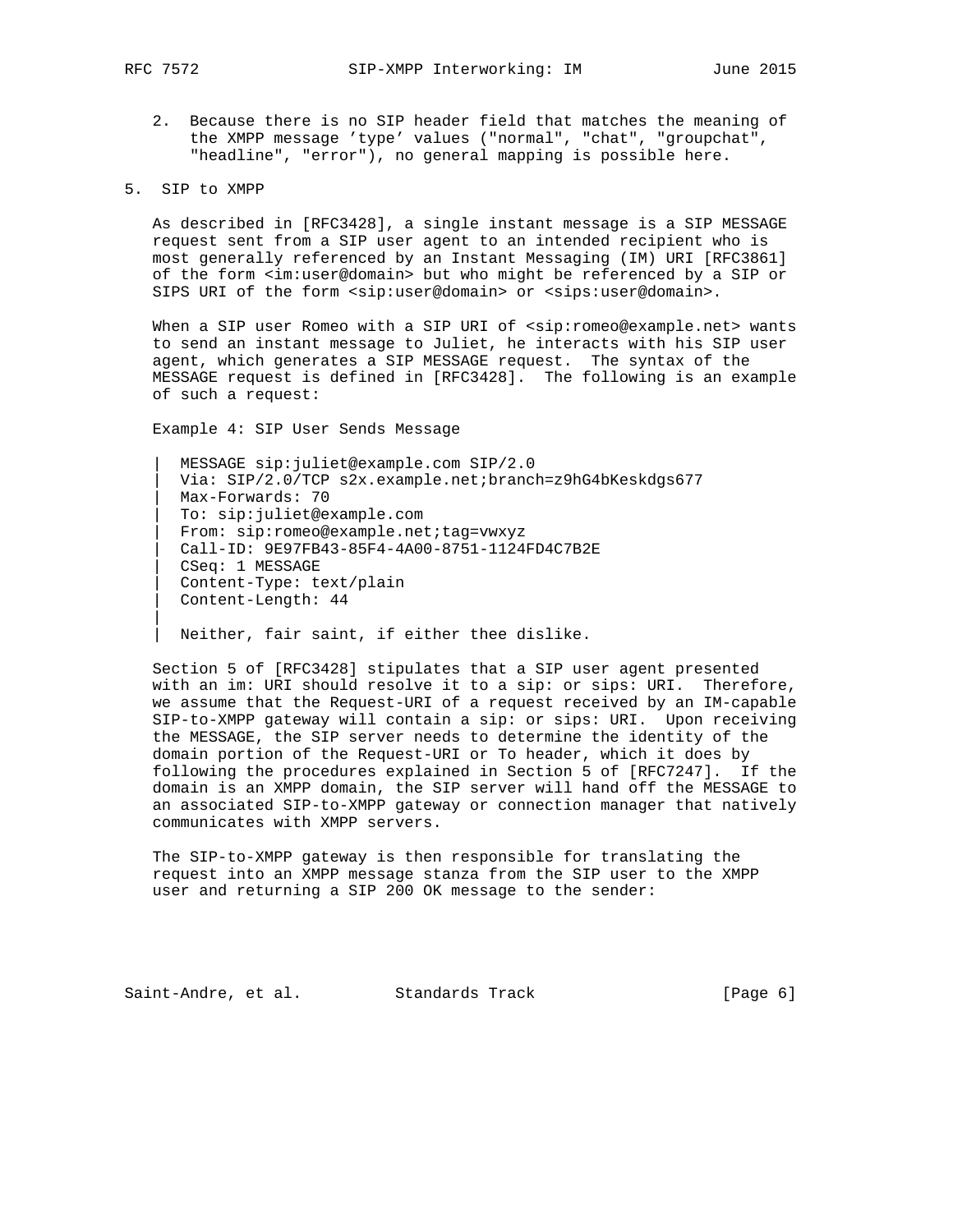2. Because there is no SIP header field that matches the meaning of the XMPP message 'type' values ("normal", "chat", "groupchat", "headline", "error"), no general mapping is possible here.

## 5. SIP to XMPP

As described in [RFC3428], a single instant message is a SIP MESSAGE request sent from a SIP user agent to an intended recipient who is most generally referenced by an Instant Messaging (IM) URI [RFC3861] of the form <im:user@domain> but who might be referenced by a SIP or SIPS URI of the form <sip:user@domain> or <sips:user@domain>.

When a SIP user Romeo with a SIP URI of <sip:romeo@example.net> wants to send an instant message to Juliet, he interacts with his SIP user agent, which generates a SIP MESSAGE request. The syntax of the MESSAGE request is defined in [RFC3428]. The following is an example of such a request:

Example 4: SIP User Sends Message

```
|  MESSAGE sip:juliet@example.com SIP/2.0
|  Via: SIP/2.0/TCP s2x.example.net;branch=z9hG4bKeskdgs677
|  Max-Forwards: 70
|  To: sip:juliet@example.com
|  From: sip:romeo@example.net;tag=vwxyz
|  Call-ID: 9E97FB43-85F4-4A00-8751-1124FD4C7B2E
|  CSeq: 1 MESSAGE
|  Content-Type: text/plain
|  Content-Length: 44
|
|  Neither, fair saint, if either thee dislike.
```

Section 5 of [RFC3428] stipulates that a SIP user agent presented with an im: URI should resolve it to a sip: or sips: URI. Therefore, we assume that the Request-URI of a request received by an IM-capable SIP-to-XMPP gateway will contain a sip: or sips: URI. Upon receiving the MESSAGE, the SIP server needs to determine the identity of the domain portion of the Request-URI or To header, which it does by following the procedures explained in Section 5 of [RFC7247]. If the domain is an XMPP domain, the SIP server will hand off the MESSAGE to an associated SIP-to-XMPP gateway or connection manager that natively communicates with XMPP servers.

The SIP-to-XMPP gateway is then responsible for translating the request into an XMPP message stanza from the SIP user to the XMPP user and returning a SIP 200 OK message to the sender: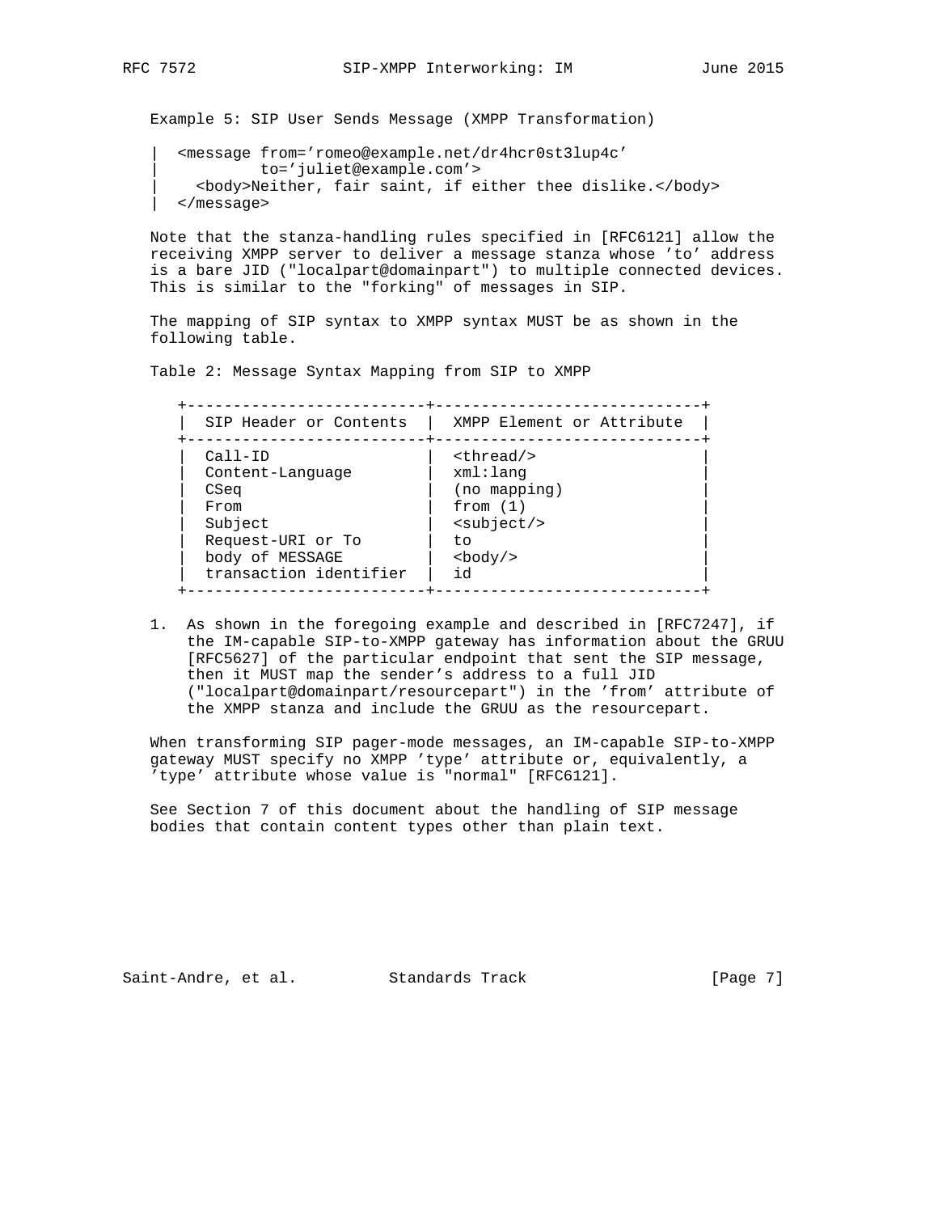Example 5: SIP User Sends Message (XMPP Transformation)

```
|  <message from='romeo@example.net/dr4hcr0st3lup4c'
|           to='juliet@example.com'>
|    <body>Neither, fair saint, if either thee dislike.</body>
|  </message>
```

Note that the stanza-handling rules specified in [RFC6121] allow the receiving XMPP server to deliver a message stanza whose 'to' address is a bare JID ("localpart@domainpart") to multiple connected devices. This is similar to the "forking" of messages in SIP.

The mapping of SIP syntax to XMPP syntax MUST be as shown in the following table.

Table 2: Message Syntax Mapping from SIP to XMPP

| SIP Header or Contents | XMPP Element or Attribute |
| --- | --- |
| Call-ID | <thread/> |
| Content-Language | xml:lang |
| CSeq | (no mapping) |
| From | from (1) |
| Subject | <subject/> |
| Request-URI or To | to |
| body of MESSAGE | <body/> |
| transaction identifier | id |

1. As shown in the foregoing example and described in [RFC7247], if the IM-capable SIP-to-XMPP gateway has information about the GRUU [RFC5627] of the particular endpoint that sent the SIP message, then it MUST map the sender's address to a full JID ("localpart@domainpart/resourcepart") in the 'from' attribute of the XMPP stanza and include the GRUU as the resourcepart.

When transforming SIP pager-mode messages, an IM-capable SIP-to-XMPP gateway MUST specify no XMPP 'type' attribute or, equivalently, a 'type' attribute whose value is "normal" [RFC6121].

See Section 7 of this document about the handling of SIP message bodies that contain content types other than plain text.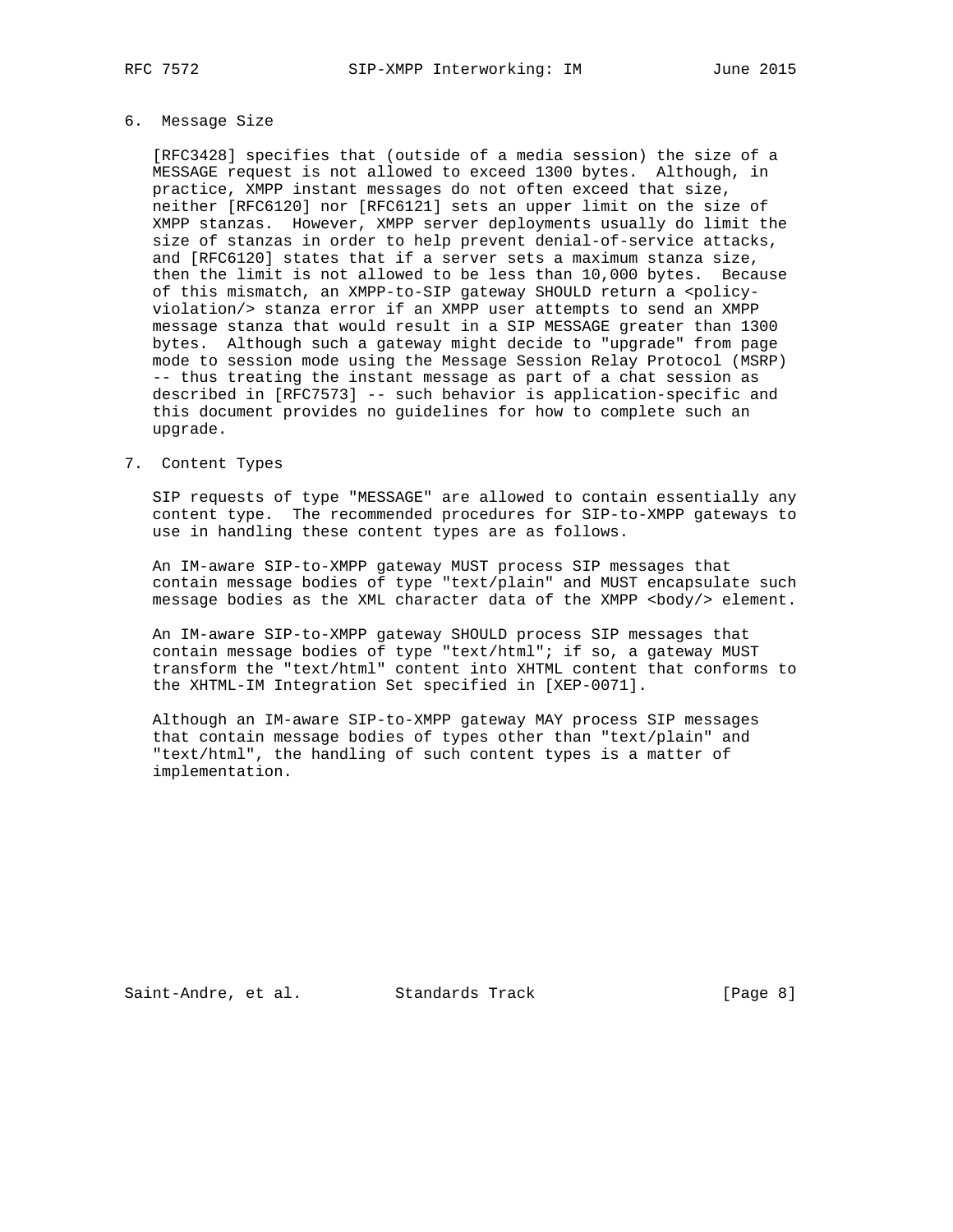## 6. Message Size

[RFC3428] specifies that (outside of a media session) the size of a MESSAGE request is not allowed to exceed 1300 bytes. Although, in practice, XMPP instant messages do not often exceed that size, neither [RFC6120] nor [RFC6121] sets an upper limit on the size of XMPP stanzas. However, XMPP server deployments usually do limit the size of stanzas in order to help prevent denial-of-service attacks, and [RFC6120] states that if a server sets a maximum stanza size, then the limit is not allowed to be less than 10,000 bytes. Because of this mismatch, an XMPP-to-SIP gateway SHOULD return a <policy-violation/> stanza error if an XMPP user attempts to send an XMPP message stanza that would result in a SIP MESSAGE greater than 1300 bytes. Although such a gateway might decide to "upgrade" from page mode to session mode using the Message Session Relay Protocol (MSRP) -- thus treating the instant message as part of a chat session as described in [RFC7573] -- such behavior is application-specific and this document provides no guidelines for how to complete such an upgrade.

## 7. Content Types

SIP requests of type "MESSAGE" are allowed to contain essentially any content type. The recommended procedures for SIP-to-XMPP gateways to use in handling these content types are as follows.

An IM-aware SIP-to-XMPP gateway MUST process SIP messages that contain message bodies of type "text/plain" and MUST encapsulate such message bodies as the XML character data of the XMPP <body/> element.

An IM-aware SIP-to-XMPP gateway SHOULD process SIP messages that contain message bodies of type "text/html"; if so, a gateway MUST transform the "text/html" content into XHTML content that conforms to the XHTML-IM Integration Set specified in [XEP-0071].

Although an IM-aware SIP-to-XMPP gateway MAY process SIP messages that contain message bodies of types other than "text/plain" and "text/html", the handling of such content types is a matter of implementation.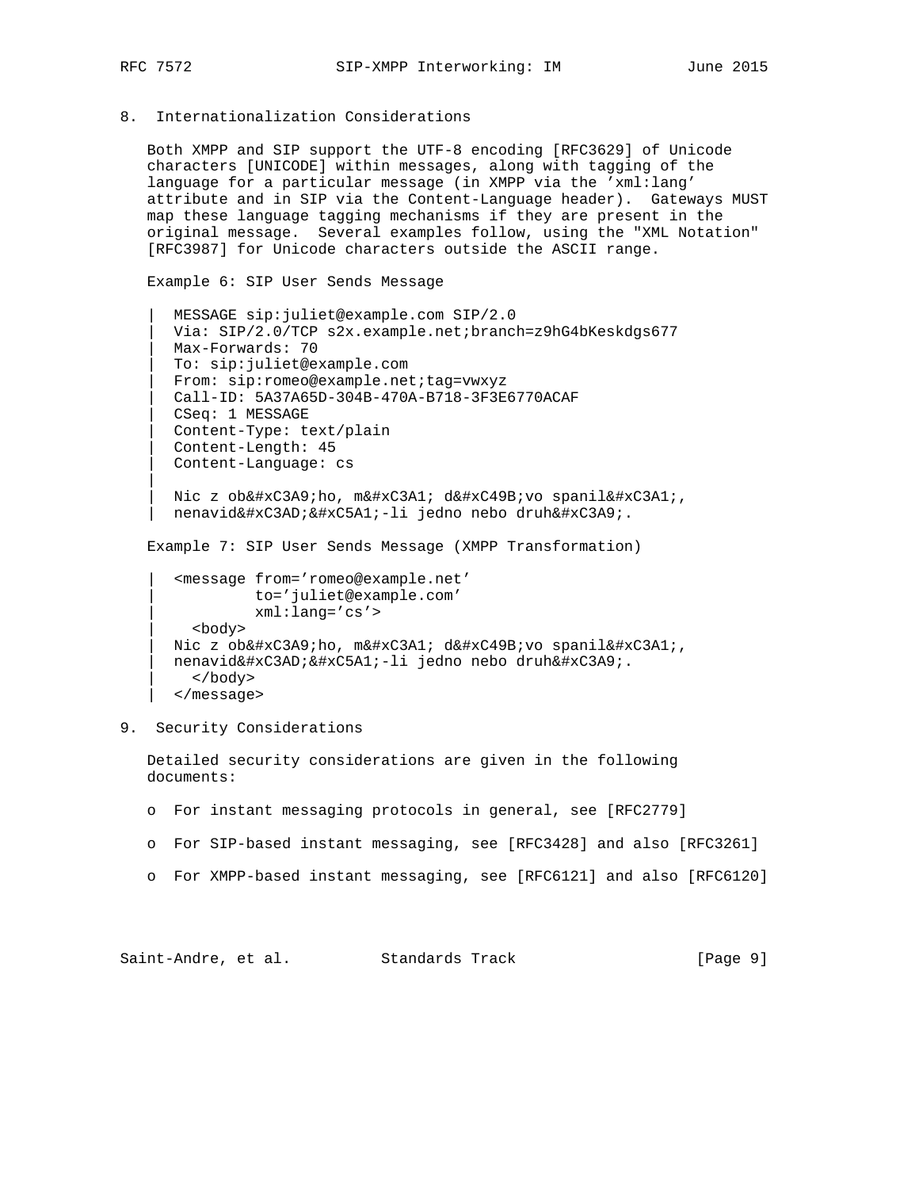## 8. Internationalization Considerations

Both XMPP and SIP support the UTF-8 encoding [RFC3629] of Unicode characters [UNICODE] within messages, along with tagging of the language for a particular message (in XMPP via the 'xml:lang' attribute and in SIP via the Content-Language header). Gateways MUST map these language tagging mechanisms if they are present in the original message. Several examples follow, using the "XML Notation" [RFC3987] for Unicode characters outside the ASCII range.

Example 6: SIP User Sends Message

```
|  MESSAGE sip:juliet@example.com SIP/2.0
|  Via: SIP/2.0/TCP s2x.example.net;branch=z9hG4bKeskdgs677
|  Max-Forwards: 70
|  To: sip:juliet@example.com
|  From: sip:romeo@example.net;tag=vwxyz
|  Call-ID: 5A37A65D-304B-470A-B718-3F3E6770ACAF
|  CSeq: 1 MESSAGE
|  Content-Type: text/plain
|  Content-Length: 45
|  Content-Language: cs
|
|  Nic z ob&#xC3A9;ho, m&#xC3A1; d&#xC49B;vo spanil&#xC3A1;,
|  nenavid&#xC3AD;&#xC5A1;-li jedno nebo druh&#xC3A9;.
```

Example 7: SIP User Sends Message (XMPP Transformation)

```
|  <message from='romeo@example.net'
|           to='juliet@example.com'
|           xml:lang='cs'>
|    <body>
|  Nic z ob&#xC3A9;ho, m&#xC3A1; d&#xC49B;vo spanil&#xC3A1;,
|  nenavid&#xC3AD;&#xC5A1;-li jedno nebo druh&#xC3A9;.
|    </body>
|  </message>
```

## 9. Security Considerations

Detailed security considerations are given in the following documents:

- For instant messaging protocols in general, see [RFC2779]
- For SIP-based instant messaging, see [RFC3428] and also [RFC3261]
- For XMPP-based instant messaging, see [RFC6121] and also [RFC6120]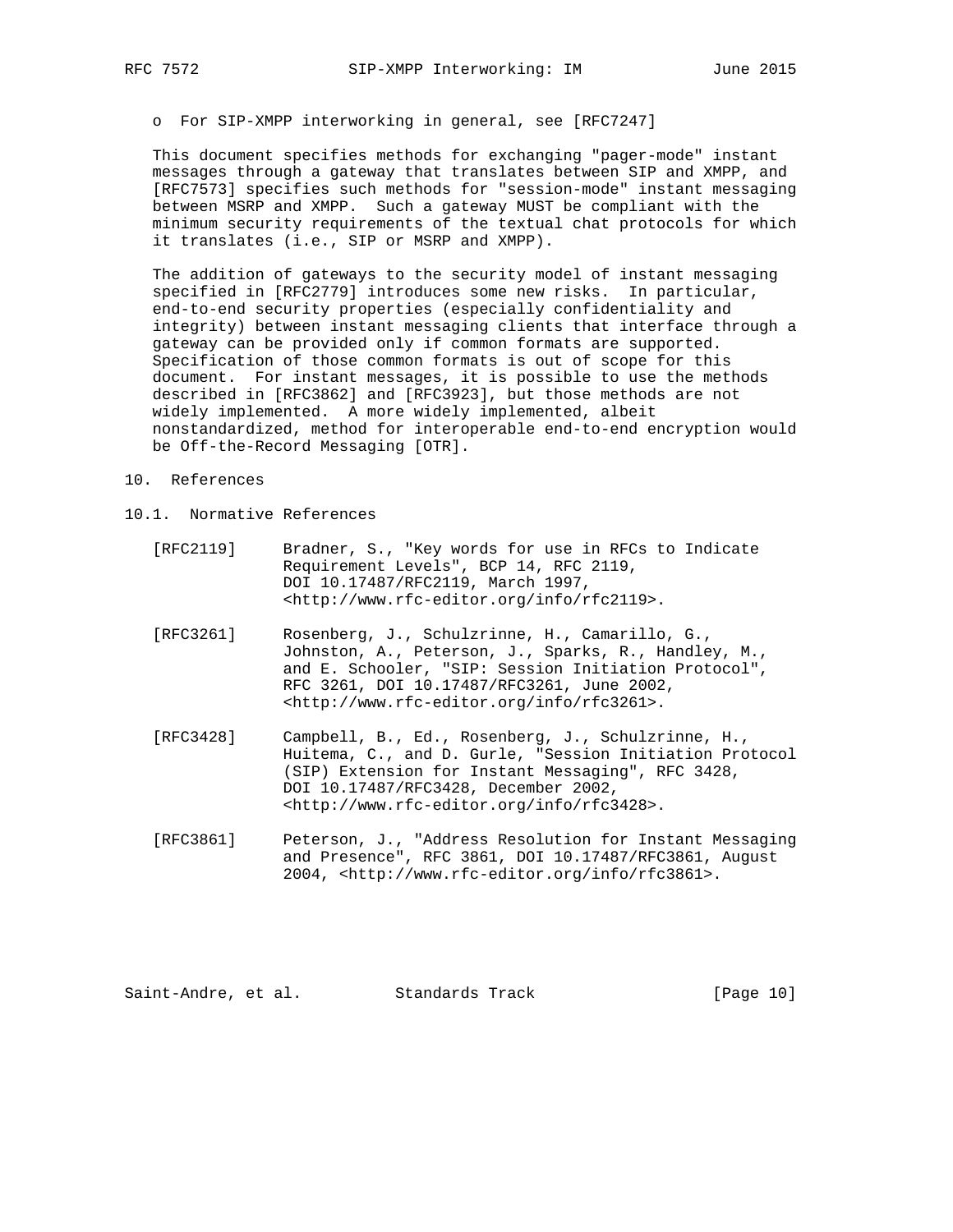o  For SIP-XMPP interworking in general, see [RFC7247]

This document specifies methods for exchanging "pager-mode" instant messages through a gateway that translates between SIP and XMPP, and [RFC7573] specifies such methods for "session-mode" instant messaging between MSRP and XMPP. Such a gateway MUST be compliant with the minimum security requirements of the textual chat protocols for which it translates (i.e., SIP or MSRP and XMPP).

The addition of gateways to the security model of instant messaging specified in [RFC2779] introduces some new risks. In particular, end-to-end security properties (especially confidentiality and integrity) between instant messaging clients that interface through a gateway can be provided only if common formats are supported. Specification of those common formats is out of scope for this document. For instant messages, it is possible to use the methods described in [RFC3862] and [RFC3923], but those methods are not widely implemented. A more widely implemented, albeit nonstandardized, method for interoperable end-to-end encryption would be Off-the-Record Messaging [OTR].

# 10. References

## 10.1. Normative References

[RFC2119] Bradner, S., "Key words for use in RFCs to Indicate Requirement Levels", BCP 14, RFC 2119, DOI 10.17487/RFC2119, March 1997, <http://www.rfc-editor.org/info/rfc2119>.

[RFC3261] Rosenberg, J., Schulzrinne, H., Camarillo, G., Johnston, A., Peterson, J., Sparks, R., Handley, M., and E. Schooler, "SIP: Session Initiation Protocol", RFC 3261, DOI 10.17487/RFC3261, June 2002, <http://www.rfc-editor.org/info/rfc3261>.

[RFC3428] Campbell, B., Ed., Rosenberg, J., Schulzrinne, H., Huitema, C., and D. Gurle, "Session Initiation Protocol (SIP) Extension for Instant Messaging", RFC 3428, DOI 10.17487/RFC3428, December 2002, <http://www.rfc-editor.org/info/rfc3428>.

[RFC3861] Peterson, J., "Address Resolution for Instant Messaging and Presence", RFC 3861, DOI 10.17487/RFC3861, August 2004, <http://www.rfc-editor.org/info/rfc3861>.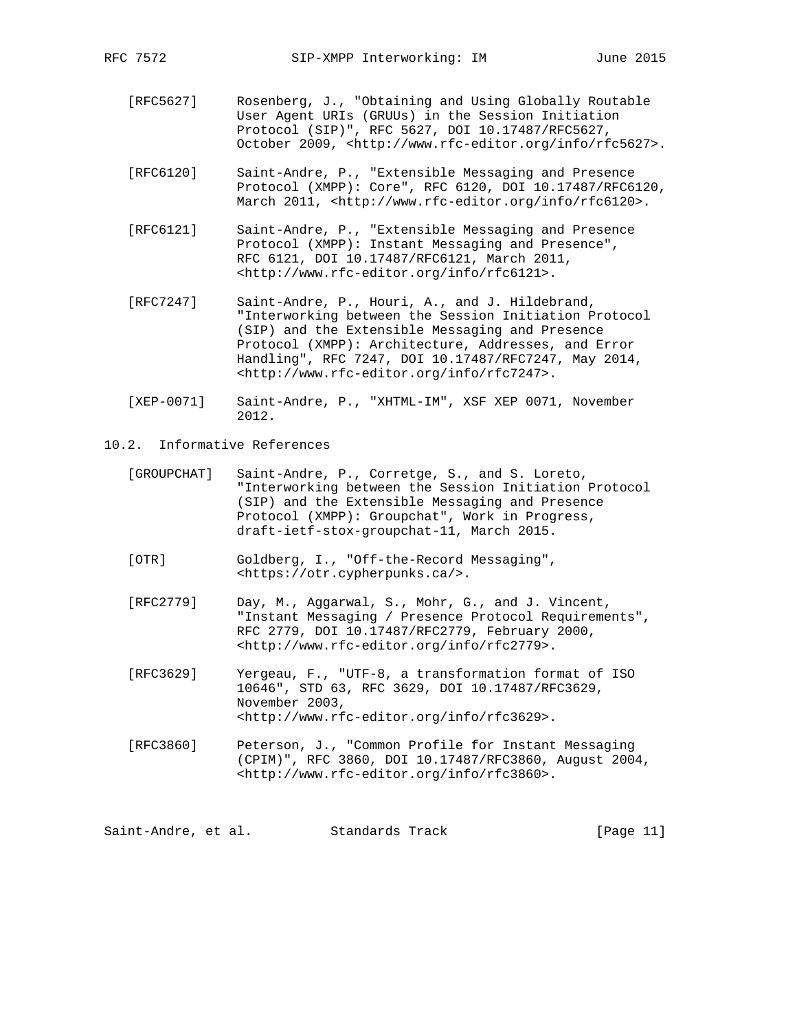[RFC5627] Rosenberg, J., "Obtaining and Using Globally Routable User Agent URIs (GRUUs) in the Session Initiation Protocol (SIP)", RFC 5627, DOI 10.17487/RFC5627, October 2009, <http://www.rfc-editor.org/info/rfc5627>.

[RFC6120] Saint-Andre, P., "Extensible Messaging and Presence Protocol (XMPP): Core", RFC 6120, DOI 10.17487/RFC6120, March 2011, <http://www.rfc-editor.org/info/rfc6120>.

[RFC6121] Saint-Andre, P., "Extensible Messaging and Presence Protocol (XMPP): Instant Messaging and Presence", RFC 6121, DOI 10.17487/RFC6121, March 2011, <http://www.rfc-editor.org/info/rfc6121>.

[RFC7247] Saint-Andre, P., Houri, A., and J. Hildebrand, "Interworking between the Session Initiation Protocol (SIP) and the Extensible Messaging and Presence Protocol (XMPP): Architecture, Addresses, and Error Handling", RFC 7247, DOI 10.17487/RFC7247, May 2014, <http://www.rfc-editor.org/info/rfc7247>.

[XEP-0071] Saint-Andre, P., "XHTML-IM", XSF XEP 0071, November 2012.

## 10.2. Informative References

[GROUPCHAT] Saint-Andre, P., Corretge, S., and S. Loreto, "Interworking between the Session Initiation Protocol (SIP) and the Extensible Messaging and Presence Protocol (XMPP): Groupchat", Work in Progress, draft-ietf-stox-groupchat-11, March 2015.

[OTR] Goldberg, I., "Off-the-Record Messaging", <https://otr.cypherpunks.ca/>.

[RFC2779] Day, M., Aggarwal, S., Mohr, G., and J. Vincent, "Instant Messaging / Presence Protocol Requirements", RFC 2779, DOI 10.17487/RFC2779, February 2000, <http://www.rfc-editor.org/info/rfc2779>.

[RFC3629] Yergeau, F., "UTF-8, a transformation format of ISO 10646", STD 63, RFC 3629, DOI 10.17487/RFC3629, November 2003, <http://www.rfc-editor.org/info/rfc3629>.

[RFC3860] Peterson, J., "Common Profile for Instant Messaging (CPIM)", RFC 3860, DOI 10.17487/RFC3860, August 2004, <http://www.rfc-editor.org/info/rfc3860>.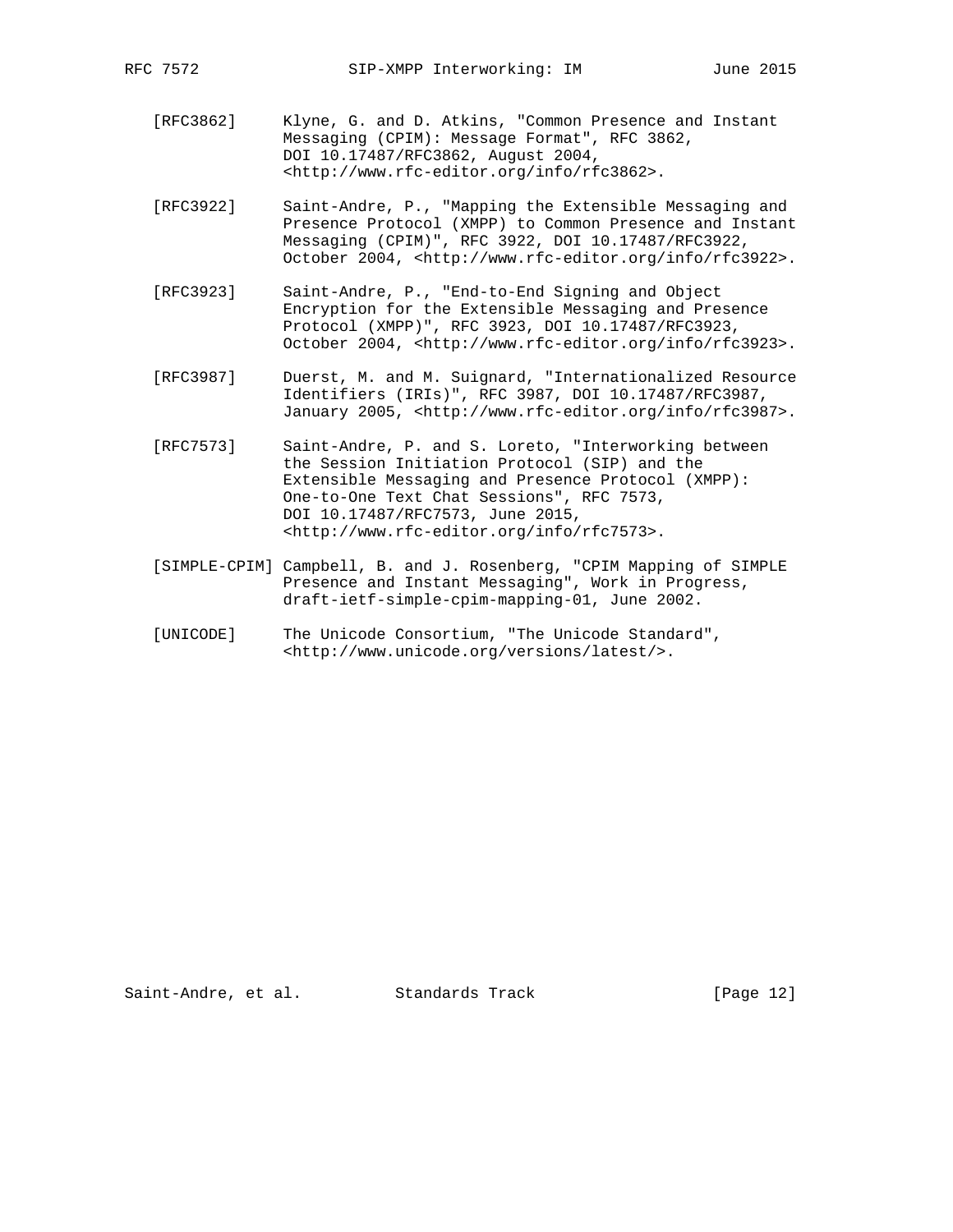[RFC3862] Klyne, G. and D. Atkins, "Common Presence and Instant Messaging (CPIM): Message Format", RFC 3862, DOI 10.17487/RFC3862, August 2004, <http://www.rfc-editor.org/info/rfc3862>.

[RFC3922] Saint-Andre, P., "Mapping the Extensible Messaging and Presence Protocol (XMPP) to Common Presence and Instant Messaging (CPIM)", RFC 3922, DOI 10.17487/RFC3922, October 2004, <http://www.rfc-editor.org/info/rfc3922>.

[RFC3923] Saint-Andre, P., "End-to-End Signing and Object Encryption for the Extensible Messaging and Presence Protocol (XMPP)", RFC 3923, DOI 10.17487/RFC3923, October 2004, <http://www.rfc-editor.org/info/rfc3923>.

[RFC3987] Duerst, M. and M. Suignard, "Internationalized Resource Identifiers (IRIs)", RFC 3987, DOI 10.17487/RFC3987, January 2005, <http://www.rfc-editor.org/info/rfc3987>.

[RFC7573] Saint-Andre, P. and S. Loreto, "Interworking between the Session Initiation Protocol (SIP) and the Extensible Messaging and Presence Protocol (XMPP): One-to-One Text Chat Sessions", RFC 7573, DOI 10.17487/RFC7573, June 2015, <http://www.rfc-editor.org/info/rfc7573>.

[SIMPLE-CPIM] Campbell, B. and J. Rosenberg, "CPIM Mapping of SIMPLE Presence and Instant Messaging", Work in Progress, draft-ietf-simple-cpim-mapping-01, June 2002.

[UNICODE] The Unicode Consortium, "The Unicode Standard", <http://www.unicode.org/versions/latest/>.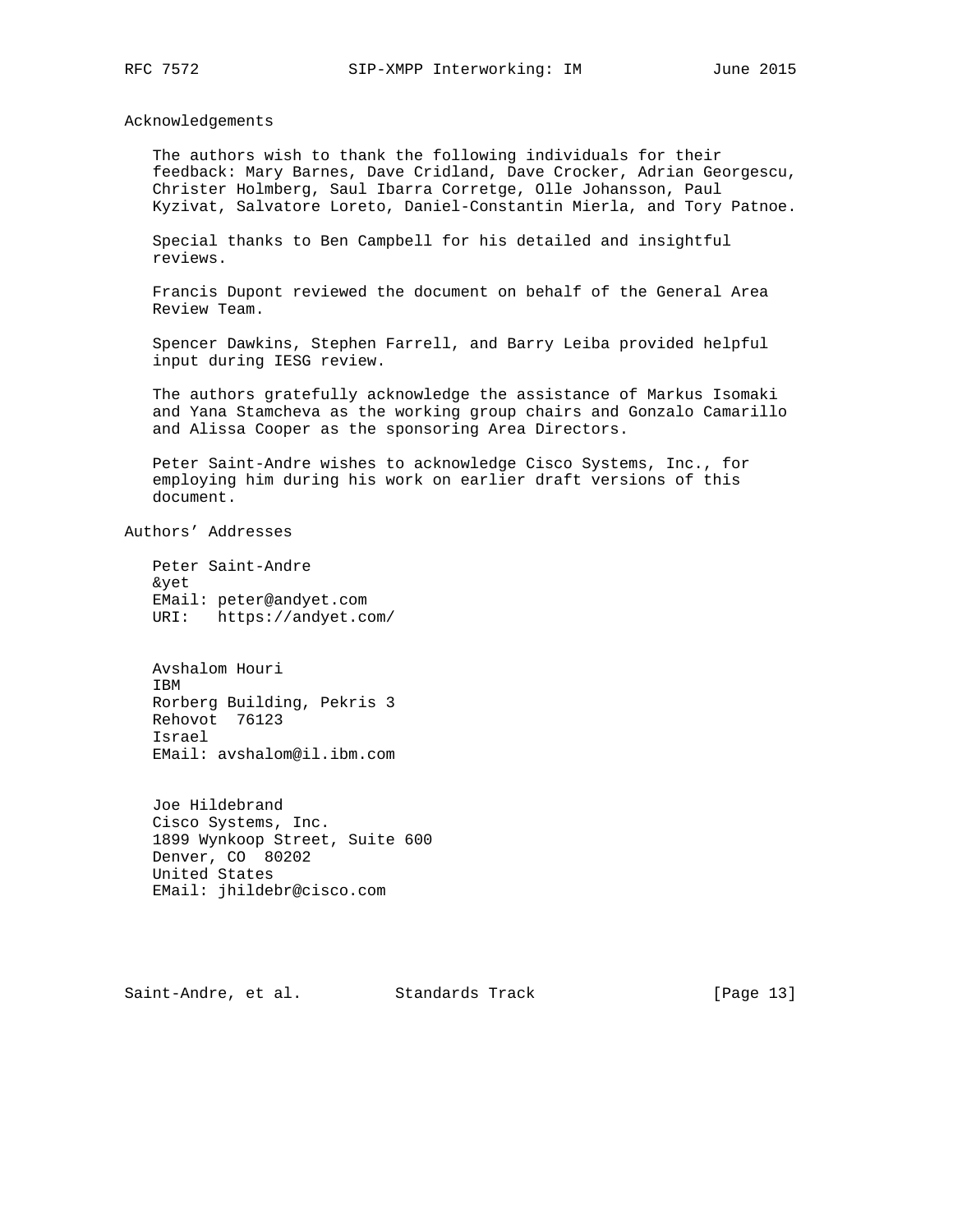## Acknowledgements

The authors wish to thank the following individuals for their feedback: Mary Barnes, Dave Cridland, Dave Crocker, Adrian Georgescu, Christer Holmberg, Saul Ibarra Corretge, Olle Johansson, Paul Kyzivat, Salvatore Loreto, Daniel-Constantin Mierla, and Tory Patnoe.

Special thanks to Ben Campbell for his detailed and insightful reviews.

Francis Dupont reviewed the document on behalf of the General Area Review Team.

Spencer Dawkins, Stephen Farrell, and Barry Leiba provided helpful input during IESG review.

The authors gratefully acknowledge the assistance of Markus Isomaki and Yana Stamcheva as the working group chairs and Gonzalo Camarillo and Alissa Cooper as the sponsoring Area Directors.

Peter Saint-Andre wishes to acknowledge Cisco Systems, Inc., for employing him during his work on earlier draft versions of this document.

## Authors' Addresses

Peter Saint-Andre  
&yet  
EMail: peter@andyet.com  
URI: https://andyet.com/

Avshalom Houri  
IBM  
Rorberg Building, Pekris 3  
Rehovot 76123  
Israel  
EMail: avshalom@il.ibm.com

Joe Hildebrand  
Cisco Systems, Inc.  
1899 Wynkoop Street, Suite 600  
Denver, CO 80202  
United States  
EMail: jhildebr@cisco.com